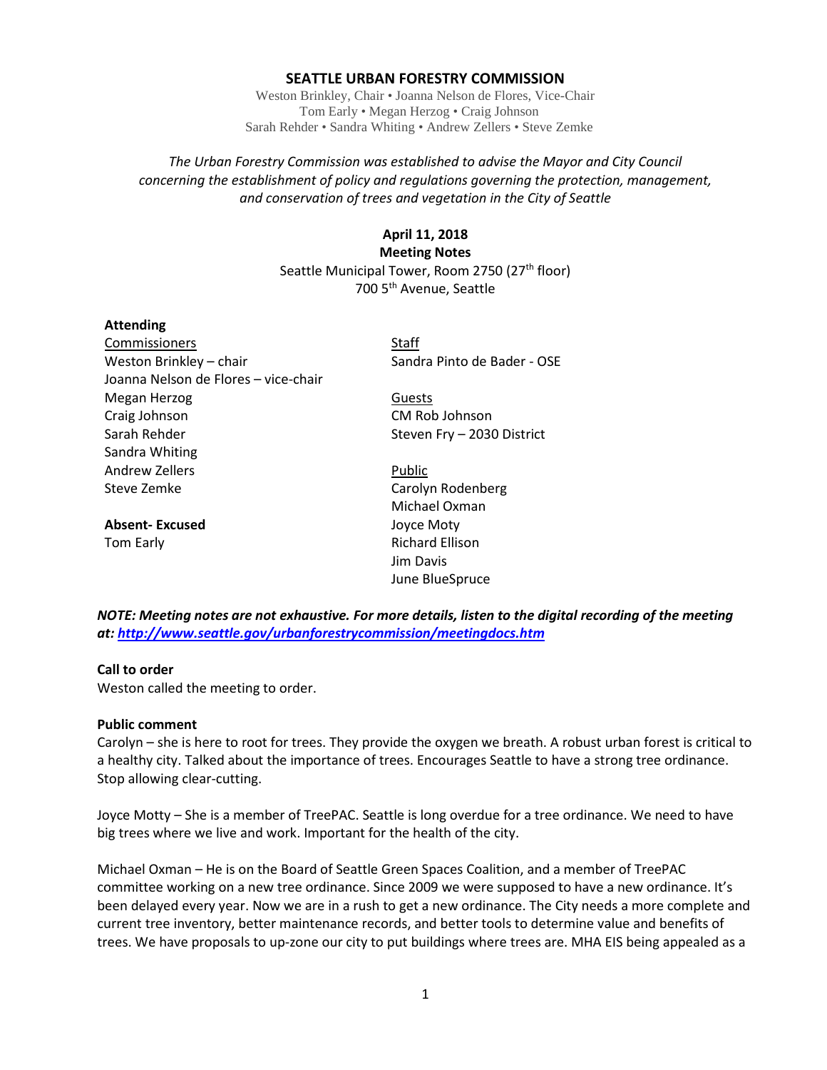# SEATTLE URBAN FORESTRY COMMISSION

Weston Brinkley, Chair • Joanna Nelson de Flores, Vice-Chair
Tom Early • Megan Herzog • Craig Johnson
Sarah Rehder • Sandra Whiting • Andrew Zellers • Steve Zemke

*The Urban Forestry Commission was established to advise the Mayor and City Council concerning the establishment of policy and regulations governing the protection, management, and conservation of trees and vegetation in the City of Seattle*

**April 11, 2018**
**Meeting Notes**
Seattle Municipal Tower, Room 2750 (27th floor)
700 5th Avenue, Seattle

**Attending**

Commissioners
Weston Brinkley – chair
Joanna Nelson de Flores – vice-chair
Megan Herzog
Craig Johnson
Sarah Rehder
Sandra Whiting
Andrew Zellers
Steve Zemke

**Absent- Excused**
Tom Early

Staff
Sandra Pinto de Bader - OSE

Guests
CM Rob Johnson
Steven Fry – 2030 District

Public
Carolyn Rodenberg
Michael Oxman
Joyce Moty
Richard Ellison
Jim Davis
June BlueSpruce

***NOTE: Meeting notes are not exhaustive. For more details, listen to the digital recording of the meeting at: http://www.seattle.gov/urbanforestrycommission/meetingdocs.htm***

**Call to order**
Weston called the meeting to order.

**Public comment**
Carolyn – she is here to root for trees. They provide the oxygen we breath. A robust urban forest is critical to a healthy city. Talked about the importance of trees. Encourages Seattle to have a strong tree ordinance. Stop allowing clear-cutting.

Joyce Motty – She is a member of TreePAC. Seattle is long overdue for a tree ordinance. We need to have big trees where we live and work. Important for the health of the city.

Michael Oxman – He is on the Board of Seattle Green Spaces Coalition, and a member of TreePAC committee working on a new tree ordinance. Since 2009 we were supposed to have a new ordinance. It's been delayed every year. Now we are in a rush to get a new ordinance. The City needs a more complete and current tree inventory, better maintenance records, and better tools to determine value and benefits of trees. We have proposals to up-zone our city to put buildings where trees are. MHA EIS being appealed as a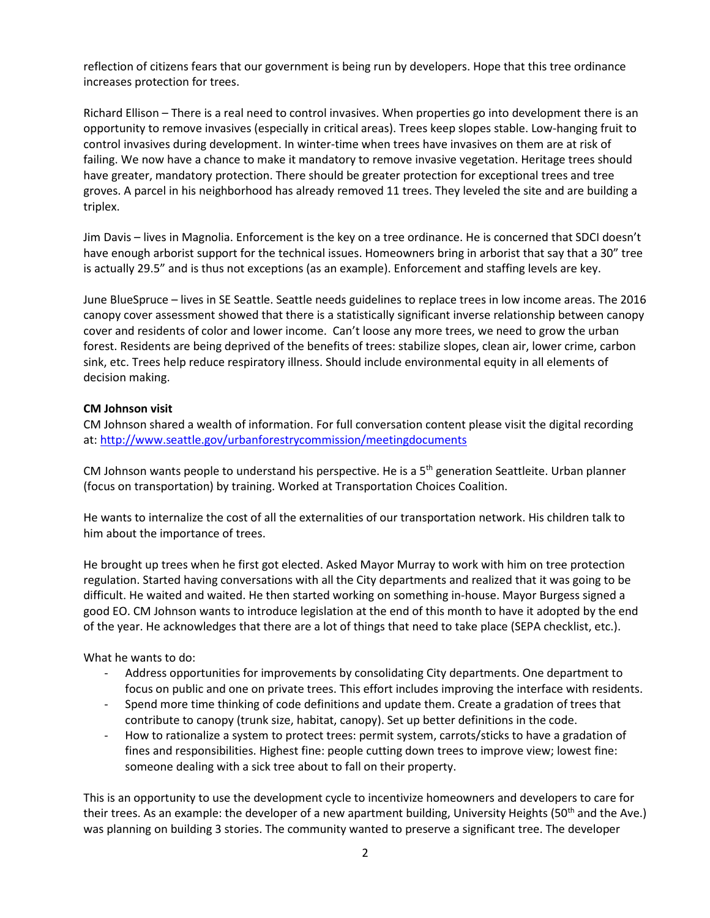reflection of citizens fears that our government is being run by developers. Hope that this tree ordinance increases protection for trees.

Richard Ellison – There is a real need to control invasives. When properties go into development there is an opportunity to remove invasives (especially in critical areas). Trees keep slopes stable. Low-hanging fruit to control invasives during development. In winter-time when trees have invasives on them are at risk of failing. We now have a chance to make it mandatory to remove invasive vegetation. Heritage trees should have greater, mandatory protection. There should be greater protection for exceptional trees and tree groves. A parcel in his neighborhood has already removed 11 trees. They leveled the site and are building a triplex.

Jim Davis – lives in Magnolia. Enforcement is the key on a tree ordinance. He is concerned that SDCI doesn't have enough arborist support for the technical issues. Homeowners bring in arborist that say that a 30" tree is actually 29.5" and is thus not exceptions (as an example). Enforcement and staffing levels are key.

June BlueSpruce – lives in SE Seattle. Seattle needs guidelines to replace trees in low income areas. The 2016 canopy cover assessment showed that there is a statistically significant inverse relationship between canopy cover and residents of color and lower income. Can't loose any more trees, we need to grow the urban forest. Residents are being deprived of the benefits of trees: stabilize slopes, clean air, lower crime, carbon sink, etc. Trees help reduce respiratory illness. Should include environmental equity in all elements of decision making.

**CM Johnson visit**

CM Johnson shared a wealth of information. For full conversation content please visit the digital recording at: http://www.seattle.gov/urbanforestrycommission/meetingdocuments

CM Johnson wants people to understand his perspective. He is a 5th generation Seattleite. Urban planner (focus on transportation) by training. Worked at Transportation Choices Coalition.

He wants to internalize the cost of all the externalities of our transportation network. His children talk to him about the importance of trees.

He brought up trees when he first got elected. Asked Mayor Murray to work with him on tree protection regulation. Started having conversations with all the City departments and realized that it was going to be difficult. He waited and waited. He then started working on something in-house. Mayor Burgess signed a good EO. CM Johnson wants to introduce legislation at the end of this month to have it adopted by the end of the year. He acknowledges that there are a lot of things that need to take place (SEPA checklist, etc.).

What he wants to do:

- Address opportunities for improvements by consolidating City departments. One department to focus on public and one on private trees. This effort includes improving the interface with residents.
- Spend more time thinking of code definitions and update them. Create a gradation of trees that contribute to canopy (trunk size, habitat, canopy). Set up better definitions in the code.
- How to rationalize a system to protect trees: permit system, carrots/sticks to have a gradation of fines and responsibilities. Highest fine: people cutting down trees to improve view; lowest fine: someone dealing with a sick tree about to fall on their property.

This is an opportunity to use the development cycle to incentivize homeowners and developers to care for their trees. As an example: the developer of a new apartment building, University Heights (50th and the Ave.) was planning on building 3 stories. The community wanted to preserve a significant tree. The developer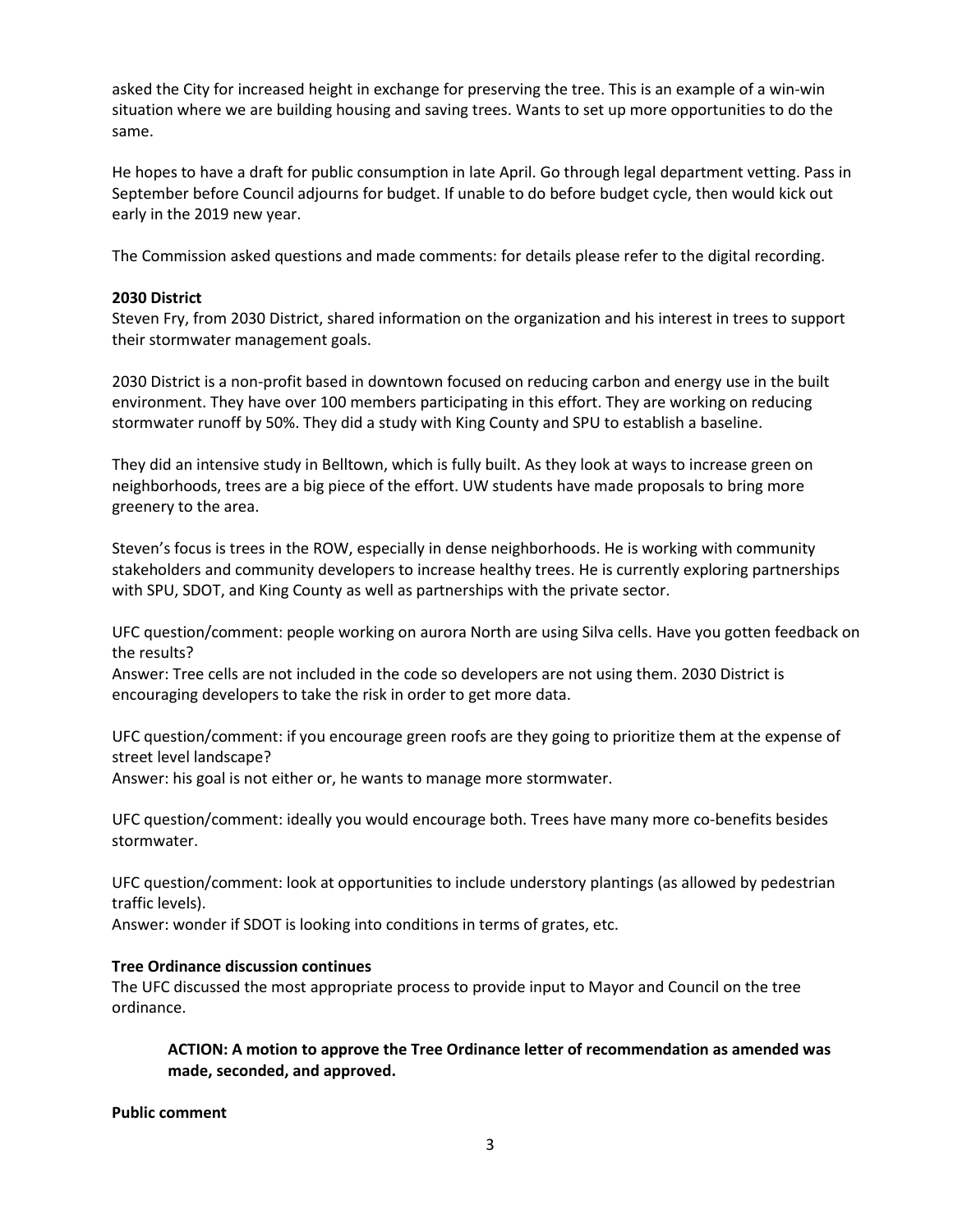asked the City for increased height in exchange for preserving the tree. This is an example of a win-win situation where we are building housing and saving trees. Wants to set up more opportunities to do the same.

He hopes to have a draft for public consumption in late April. Go through legal department vetting. Pass in September before Council adjourns for budget. If unable to do before budget cycle, then would kick out early in the 2019 new year.

The Commission asked questions and made comments: for details please refer to the digital recording.

**2030 District**

Steven Fry, from 2030 District, shared information on the organization and his interest in trees to support their stormwater management goals.

2030 District is a non-profit based in downtown focused on reducing carbon and energy use in the built environment. They have over 100 members participating in this effort. They are working on reducing stormwater runoff by 50%. They did a study with King County and SPU to establish a baseline.

They did an intensive study in Belltown, which is fully built. As they look at ways to increase green on neighborhoods, trees are a big piece of the effort. UW students have made proposals to bring more greenery to the area.

Steven's focus is trees in the ROW, especially in dense neighborhoods. He is working with community stakeholders and community developers to increase healthy trees. He is currently exploring partnerships with SPU, SDOT, and King County as well as partnerships with the private sector.

UFC question/comment: people working on aurora North are using Silva cells. Have you gotten feedback on the results?
Answer: Tree cells are not included in the code so developers are not using them. 2030 District is encouraging developers to take the risk in order to get more data.

UFC question/comment: if you encourage green roofs are they going to prioritize them at the expense of street level landscape?
Answer: his goal is not either or, he wants to manage more stormwater.

UFC question/comment: ideally you would encourage both. Trees have many more co-benefits besides stormwater.

UFC question/comment: look at opportunities to include understory plantings (as allowed by pedestrian traffic levels).
Answer: wonder if SDOT is looking into conditions in terms of grates, etc.

**Tree Ordinance discussion continues**

The UFC discussed the most appropriate process to provide input to Mayor and Council on the tree ordinance.

> **ACTION: A motion to approve the Tree Ordinance letter of recommendation as amended was made, seconded, and approved.**

**Public comment**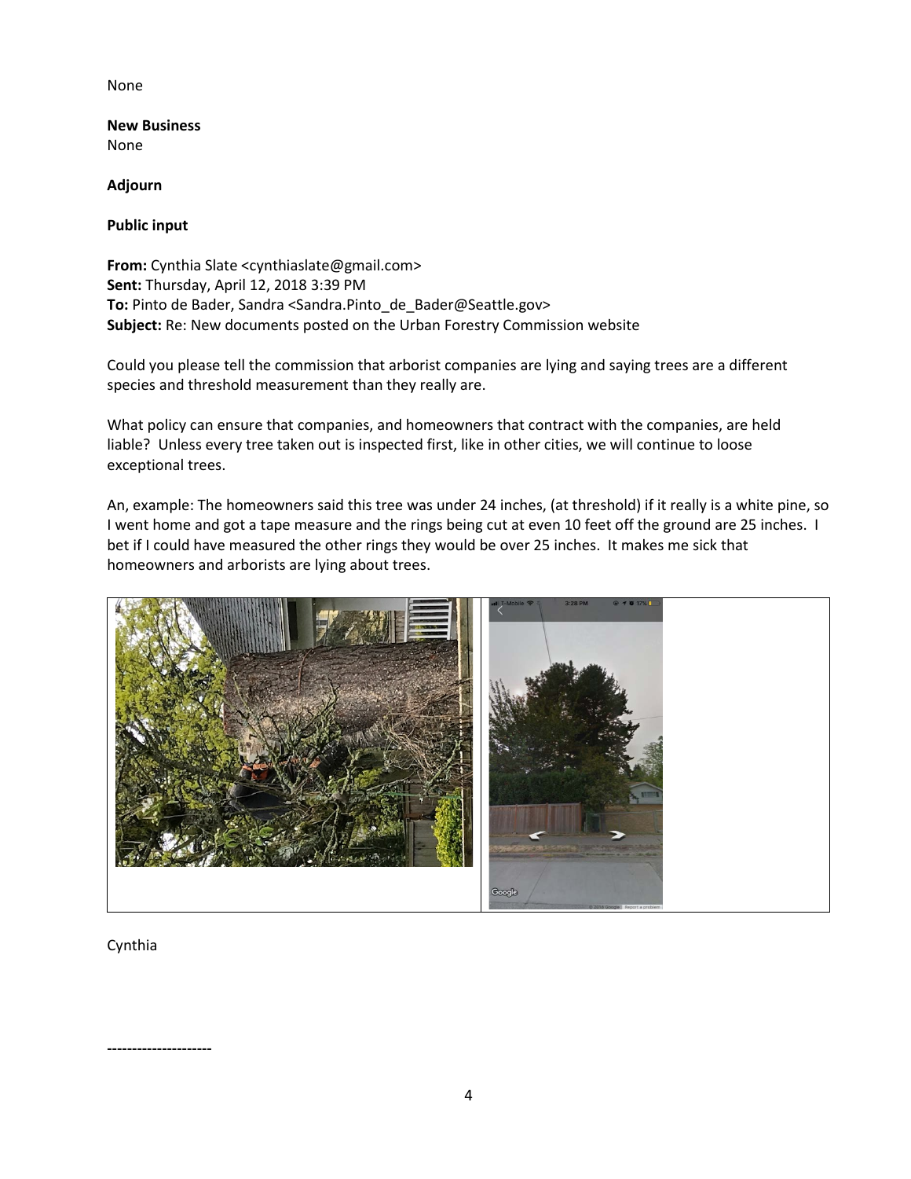None

**New Business**
None

**Adjourn**

**Public input**

**From:** Cynthia Slate <cynthiaslate@gmail.com>
**Sent:** Thursday, April 12, 2018 3:39 PM
**To:** Pinto de Bader, Sandra <Sandra.Pinto_de_Bader@Seattle.gov>
**Subject:** Re: New documents posted on the Urban Forestry Commission website

Could you please tell the commission that arborist companies are lying and saying trees are a different species and threshold measurement than they really are.

What policy can ensure that companies, and homeowners that contract with the companies, are held liable? Unless every tree taken out is inspected first, like in other cities, we will continue to loose exceptional trees.

An, example: The homeowners said this tree was under 24 inches, (at threshold) if it really is a white pine, so I went home and got a tape measure and the rings being cut at even 10 feet off the ground are 25 inches. I bet if I could have measured the other rings they would be over 25 inches. It makes me sick that homeowners and arborists are lying about trees.

Cynthia

---------------------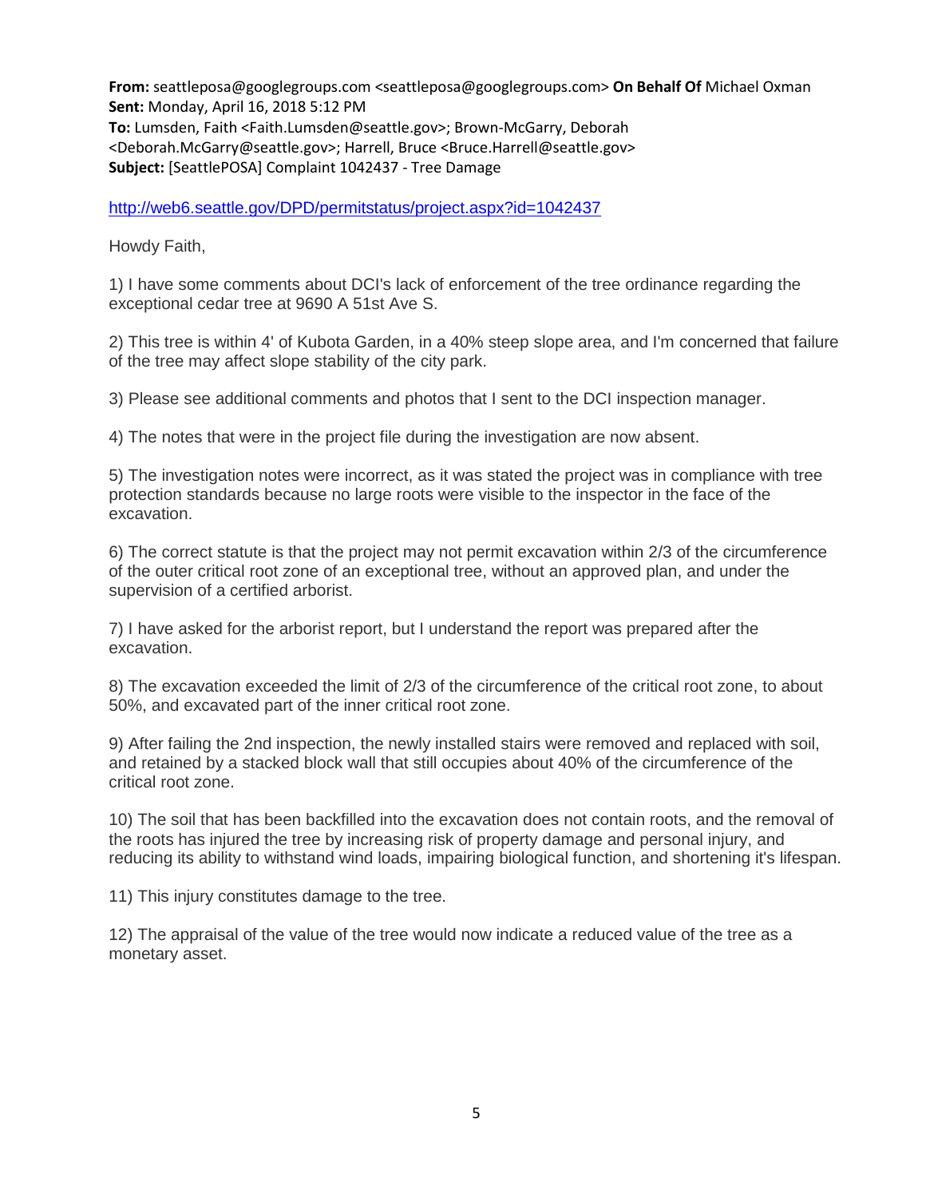**From:** seattleposa@googlegroups.com <seattleposa@googlegroups.com> **On Behalf Of** Michael Oxman
**Sent:** Monday, April 16, 2018 5:12 PM
**To:** Lumsden, Faith <Faith.Lumsden@seattle.gov>; Brown-McGarry, Deborah <Deborah.McGarry@seattle.gov>; Harrell, Bruce <Bruce.Harrell@seattle.gov>
**Subject:** [SeattlePOSA] Complaint 1042437 - Tree Damage

http://web6.seattle.gov/DPD/permitstatus/project.aspx?id=1042437

Howdy Faith,

1) I have some comments about DCI's lack of enforcement of the tree ordinance regarding the exceptional cedar tree at 9690 A 51st Ave S.

2) This tree is within 4' of Kubota Garden, in a 40% steep slope area, and I'm concerned that failure of the tree may affect slope stability of the city park.

3) Please see additional comments and photos that I sent to the DCI inspection manager.

4) The notes that were in the project file during the investigation are now absent.

5) The investigation notes were incorrect, as it was stated the project was in compliance with tree protection standards because no large roots were visible to the inspector in the face of the excavation.

6) The correct statute is that the project may not permit excavation within 2/3 of the circumference of the outer critical root zone of an exceptional tree, without an approved plan, and under the supervision of a certified arborist.

7) I have asked for the arborist report, but I understand the report was prepared after the excavation.

8) The excavation exceeded the limit of 2/3 of the circumference of the critical root zone, to about 50%, and excavated part of the inner critical root zone.

9) After failing the 2nd inspection, the newly installed stairs were removed and replaced with soil, and retained by a stacked block wall that still occupies about 40% of the circumference of the critical root zone.

10) The soil that has been backfilled into the excavation does not contain roots, and the removal of the roots has injured the tree by increasing risk of property damage and personal injury, and reducing its ability to withstand wind loads, impairing biological function, and shortening it's lifespan.

11) This injury constitutes damage to the tree.

12) The appraisal of the value of the tree would now indicate a reduced value of the tree as a monetary asset.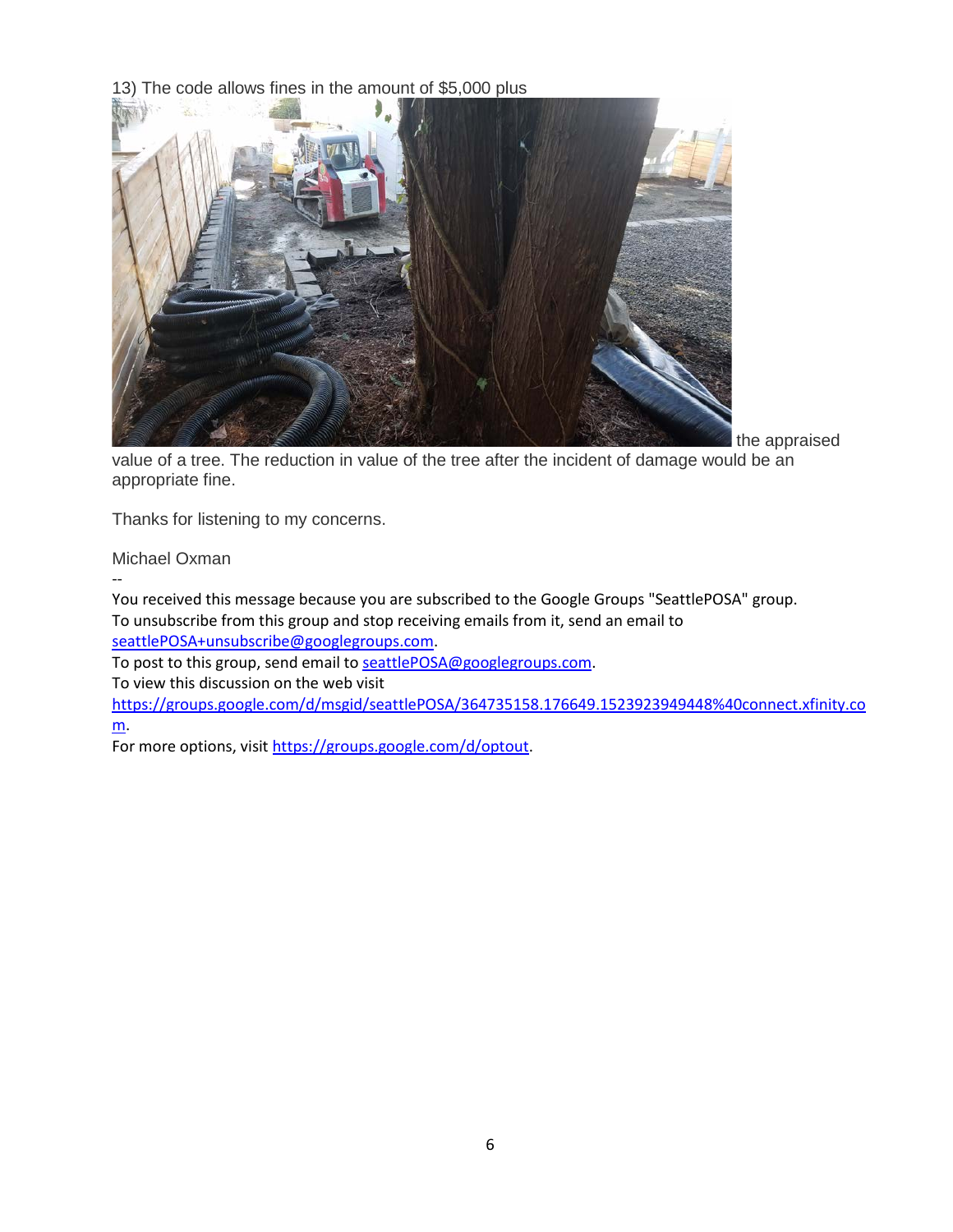13) The code allows fines in the amount of $5,000 plus the appraised value of a tree. The reduction in value of the tree after the incident of damage would be an appropriate fine.

Thanks for listening to my concerns.

Michael Oxman

--

You received this message because you are subscribed to the Google Groups "SeattlePOSA" group.
To unsubscribe from this group and stop receiving emails from it, send an email to seattlePOSA+unsubscribe@googlegroups.com.
To post to this group, send email to seattlePOSA@googlegroups.com.
To view this discussion on the web visit https://groups.google.com/d/msgid/seattlePOSA/364735158.176649.1523923949448%40connect.xfinity.com.
For more options, visit https://groups.google.com/d/optout.